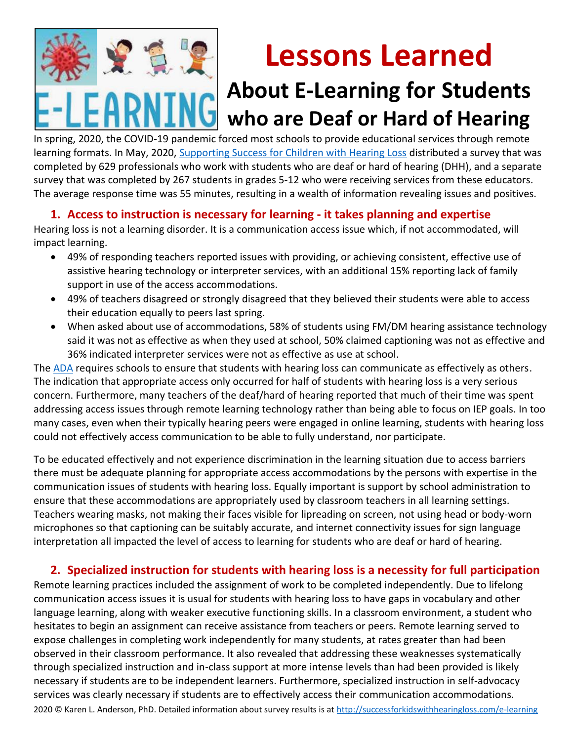# Lessons Learned

## About E-Learning for Students who are Deaf or Hard of Hearing

In spring, 2020, the COVID-19 pandemic forced most schools to provide educational services through remote learning formats. In May, 2020, [Supporting Success for Children with Hearing Loss]() distributed a survey that was completed by 629 professionals who work with students who are deaf or hard of hearing (DHH), and a separate survey that was completed by 267 students in grades 5-12 who were receiving services from these educators. The average response time was 55 minutes, resulting in a wealth of information revealing issues and positives.

### 1. Access to instruction is necessary for learning - it takes planning and expertise

Hearing loss is not a learning disorder. It is a communication access issue which, if not accommodated, will impact learning.

- 49% of responding teachers reported issues with providing, or achieving consistent, effective use of assistive hearing technology or interpreter services, with an additional 15% reporting lack of family support in use of the access accommodations.
- 49% of teachers disagreed or strongly disagreed that they believed their students were able to access their education equally to peers last spring.
- When asked about use of accommodations, 58% of students using FM/DM hearing assistance technology said it was not as effective as when they used at school, 50% claimed captioning was not as effective and 36% indicated interpreter services were not as effective as use at school.

The [ADA]() requires schools to ensure that students with hearing loss can communicate as effectively as others. The indication that appropriate access only occurred for half of students with hearing loss is a very serious concern. Furthermore, many teachers of the deaf/hard of hearing reported that much of their time was spent addressing access issues through remote learning technology rather than being able to focus on IEP goals. In too many cases, even when their typically hearing peers were engaged in online learning, students with hearing loss could not effectively access communication to be able to fully understand, nor participate.

To be educated effectively and not experience discrimination in the learning situation due to access barriers there must be adequate planning for appropriate access accommodations by the persons with expertise in the communication issues of students with hearing loss. Equally important is support by school administration to ensure that these accommodations are appropriately used by classroom teachers in all learning settings. Teachers wearing masks, not making their faces visible for lipreading on screen, not using head or body-worn microphones so that captioning can be suitably accurate, and internet connectivity issues for sign language interpretation all impacted the level of access to learning for students who are deaf or hard of hearing.

### 2. Specialized instruction for students with hearing loss is a necessity for full participation

Remote learning practices included the assignment of work to be completed independently. Due to lifelong communication access issues it is usual for students with hearing loss to have gaps in vocabulary and other language learning, along with weaker executive functioning skills. In a classroom environment, a student who hesitates to begin an assignment can receive assistance from teachers or peers. Remote learning served to expose challenges in completing work independently for many students, at rates greater than had been observed in their classroom performance. It also revealed that addressing these weaknesses systematically through specialized instruction and in-class support at more intense levels than had been provided is likely necessary if students are to be independent learners. Furthermore, specialized instruction in self-advocacy services was clearly necessary if students are to effectively access their communication accommodations.

2020 © Karen L. Anderson, PhD. Detailed information about survey results is at http://successforkidswithhearingloss.com/e-learning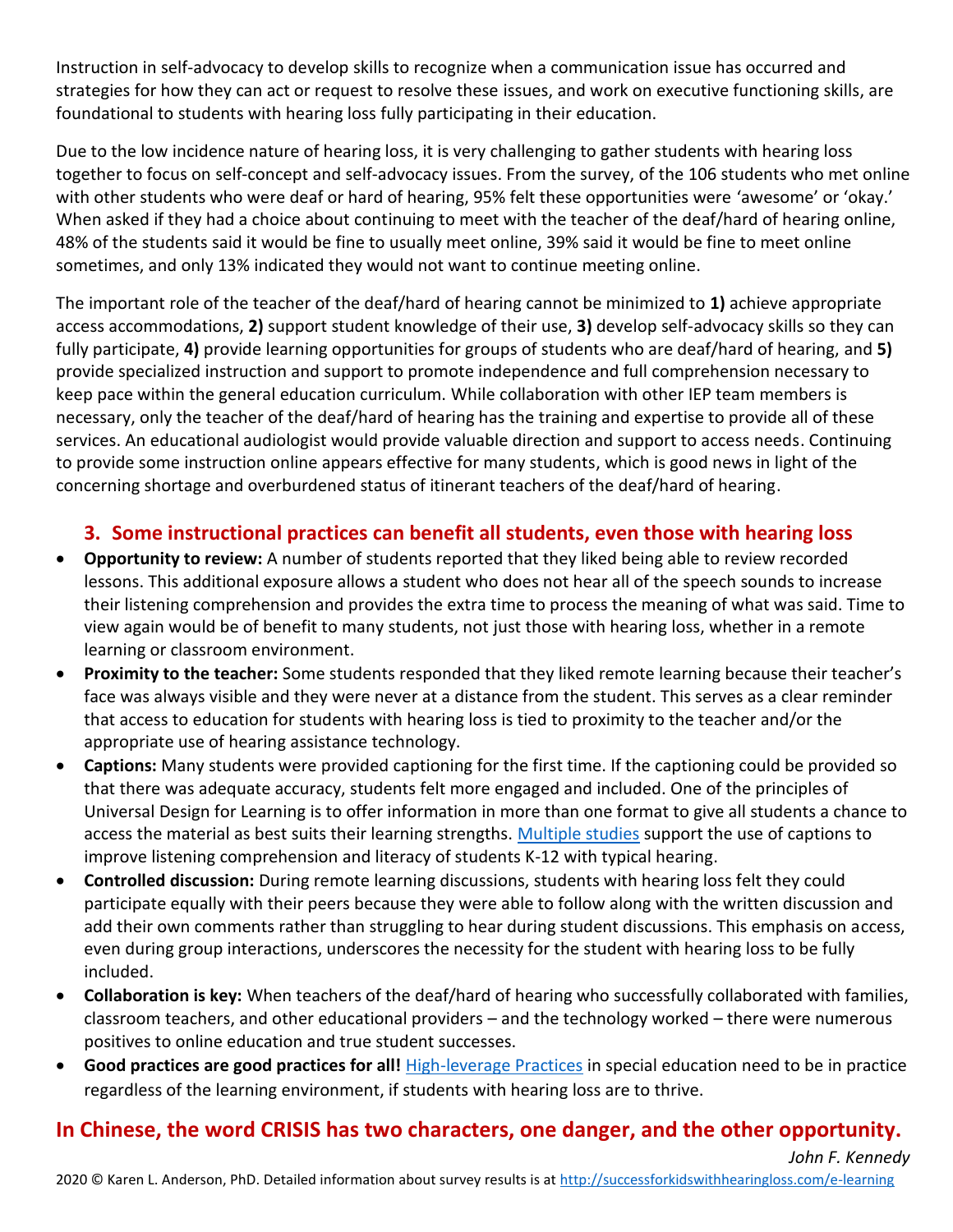Instruction in self-advocacy to develop skills to recognize when a communication issue has occurred and strategies for how they can act or request to resolve these issues, and work on executive functioning skills, are foundational to students with hearing loss fully participating in their education.

Due to the low incidence nature of hearing loss, it is very challenging to gather students with hearing loss together to focus on self-concept and self-advocacy issues. From the survey, of the 106 students who met online with other students who were deaf or hard of hearing, 95% felt these opportunities were 'awesome' or 'okay.' When asked if they had a choice about continuing to meet with the teacher of the deaf/hard of hearing online, 48% of the students said it would be fine to usually meet online, 39% said it would be fine to meet online sometimes, and only 13% indicated they would not want to continue meeting online.

The important role of the teacher of the deaf/hard of hearing cannot be minimized to **1)** achieve appropriate access accommodations, **2)** support student knowledge of their use, **3)** develop self-advocacy skills so they can fully participate, **4)** provide learning opportunities for groups of students who are deaf/hard of hearing, and **5)** provide specialized instruction and support to promote independence and full comprehension necessary to keep pace within the general education curriculum. While collaboration with other IEP team members is necessary, only the teacher of the deaf/hard of hearing has the training and expertise to provide all of these services. An educational audiologist would provide valuable direction and support to access needs. Continuing to provide some instruction online appears effective for many students, which is good news in light of the concerning shortage and overburdened status of itinerant teachers of the deaf/hard of hearing.

### 3. Some instructional practices can benefit all students, even those with hearing loss

- **Opportunity to review:** A number of students reported that they liked being able to review recorded lessons. This additional exposure allows a student who does not hear all of the speech sounds to increase their listening comprehension and provides the extra time to process the meaning of what was said. Time to view again would be of benefit to many students, not just those with hearing loss, whether in a remote learning or classroom environment.
- **Proximity to the teacher:** Some students responded that they liked remote learning because their teacher's face was always visible and they were never at a distance from the student. This serves as a clear reminder that access to education for students with hearing loss is tied to proximity to the teacher and/or the appropriate use of hearing assistance technology.
- **Captions:** Many students were provided captioning for the first time. If the captioning could be provided so that there was adequate accuracy, students felt more engaged and included. One of the principles of Universal Design for Learning is to offer information in more than one format to give all students a chance to access the material as best suits their learning strengths. Multiple studies support the use of captions to improve listening comprehension and literacy of students K-12 with typical hearing.
- **Controlled discussion:** During remote learning discussions, students with hearing loss felt they could participate equally with their peers because they were able to follow along with the written discussion and add their own comments rather than struggling to hear during student discussions. This emphasis on access, even during group interactions, underscores the necessity for the student with hearing loss to be fully included.
- **Collaboration is key:** When teachers of the deaf/hard of hearing who successfully collaborated with families, classroom teachers, and other educational providers – and the technology worked – there were numerous positives to online education and true student successes.
- **Good practices are good practices for all!** High-leverage Practices in special education need to be in practice regardless of the learning environment, if students with hearing loss are to thrive.

## In Chinese, the word CRISIS has two characters, one danger, and the other opportunity.

*John F. Kennedy*

2020 © Karen L. Anderson, PhD. Detailed information about survey results is at http://successforkidswithhearingloss.com/e-learning